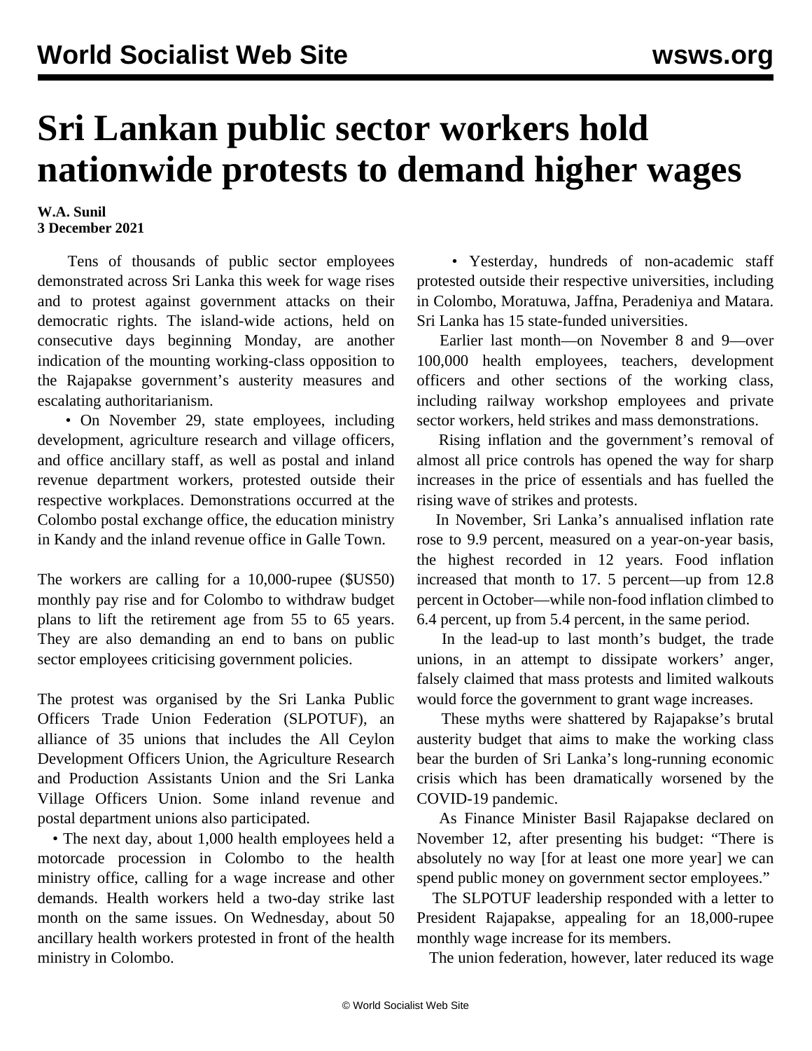# Sri Lankan public sector workers hold nationwide protests to demand higher wages

**W.A. Sunil**
**3 December 2021**

Tens of thousands of public sector employees demonstrated across Sri Lanka this week for wage rises and to protest against government attacks on their democratic rights. The island-wide actions, held on consecutive days beginning Monday, are another indication of the mounting working-class opposition to the Rajapakse government's austerity measures and escalating authoritarianism.

• On November 29, state employees, including development, agriculture research and village officers, and office ancillary staff, as well as postal and inland revenue department workers, protested outside their respective workplaces. Demonstrations occurred at the Colombo postal exchange office, the education ministry in Kandy and the inland revenue office in Galle Town.

The workers are calling for a 10,000-rupee ($US50) monthly pay rise and for Colombo to withdraw budget plans to lift the retirement age from 55 to 65 years. They are also demanding an end to bans on public sector employees criticising government policies.

The protest was organised by the Sri Lanka Public Officers Trade Union Federation (SLPOTUF), an alliance of 35 unions that includes the All Ceylon Development Officers Union, the Agriculture Research and Production Assistants Union and the Sri Lanka Village Officers Union. Some inland revenue and postal department unions also participated.

• The next day, about 1,000 health employees held a motorcade procession in Colombo to the health ministry office, calling for a wage increase and other demands. Health workers held a two-day strike last month on the same issues. On Wednesday, about 50 ancillary health workers protested in front of the health ministry in Colombo.

• Yesterday, hundreds of non-academic staff protested outside their respective universities, including in Colombo, Moratuwa, Jaffna, Peradeniya and Matara. Sri Lanka has 15 state-funded universities.

Earlier last month—on November 8 and 9—over 100,000 health employees, teachers, development officers and other sections of the working class, including railway workshop employees and private sector workers, held strikes and mass demonstrations.

Rising inflation and the government's removal of almost all price controls has opened the way for sharp increases in the price of essentials and has fuelled the rising wave of strikes and protests.

In November, Sri Lanka's annualised inflation rate rose to 9.9 percent, measured on a year-on-year basis, the highest recorded in 12 years. Food inflation increased that month to 17. 5 percent—up from 12.8 percent in October—while non-food inflation climbed to 6.4 percent, up from 5.4 percent, in the same period.

In the lead-up to last month's budget, the trade unions, in an attempt to dissipate workers' anger, falsely claimed that mass protests and limited walkouts would force the government to grant wage increases.

These myths were shattered by Rajapakse's brutal austerity budget that aims to make the working class bear the burden of Sri Lanka's long-running economic crisis which has been dramatically worsened by the COVID-19 pandemic.

As Finance Minister Basil Rajapakse declared on November 12, after presenting his budget: "There is absolutely no way [for at least one more year] we can spend public money on government sector employees."

The SLPOTUF leadership responded with a letter to President Rajapakse, appealing for an 18,000-rupee monthly wage increase for its members.

The union federation, however, later reduced its wage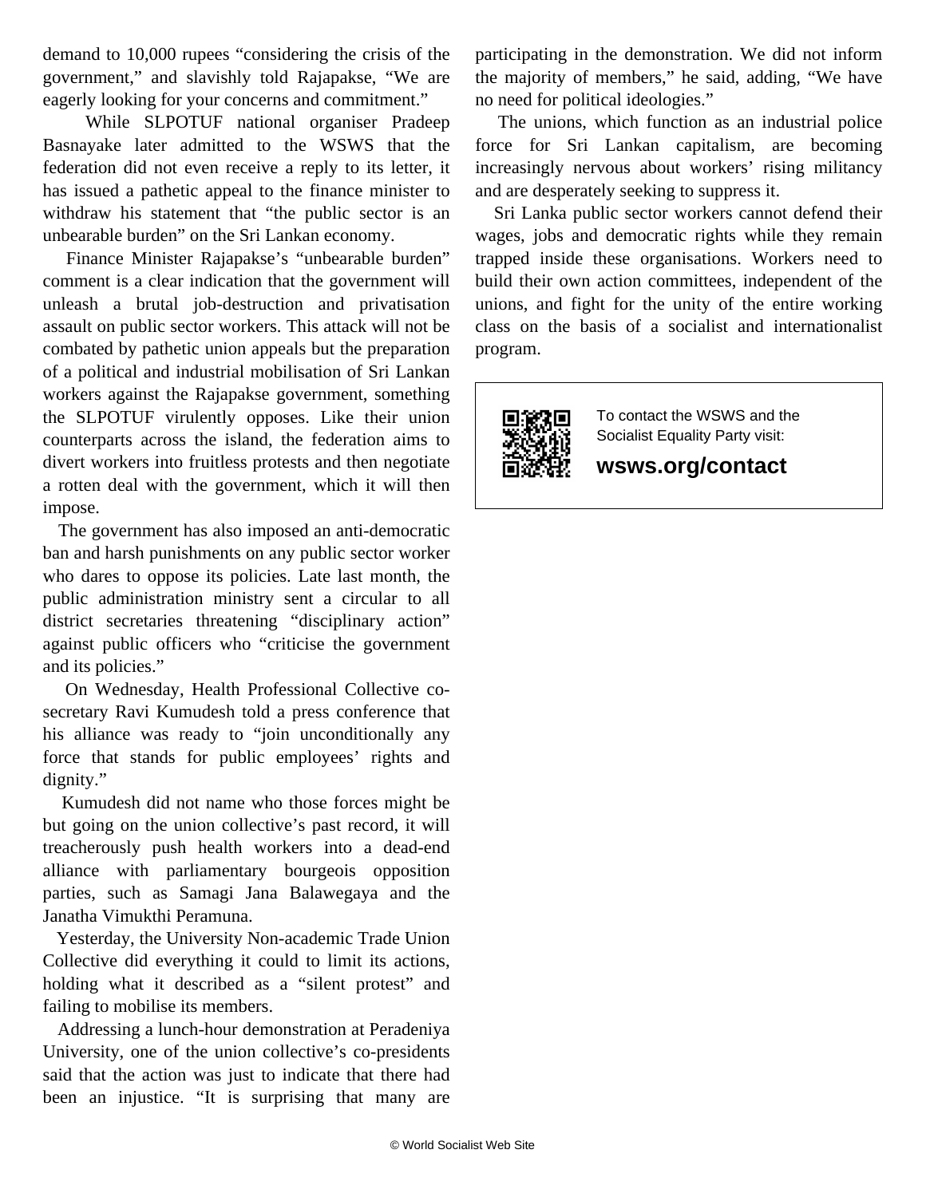demand to 10,000 rupees "considering the crisis of the government," and slavishly told Rajapakse, "We are eagerly looking for your concerns and commitment."

While SLPOTUF national organiser Pradeep Basnayake later admitted to the WSWS that the federation did not even receive a reply to its letter, it has issued a pathetic appeal to the finance minister to withdraw his statement that "the public sector is an unbearable burden" on the Sri Lankan economy.

Finance Minister Rajapakse's "unbearable burden" comment is a clear indication that the government will unleash a brutal job-destruction and privatisation assault on public sector workers. This attack will not be combated by pathetic union appeals but the preparation of a political and industrial mobilisation of Sri Lankan workers against the Rajapakse government, something the SLPOTUF virulently opposes. Like their union counterparts across the island, the federation aims to divert workers into fruitless protests and then negotiate a rotten deal with the government, which it will then impose.

The government has also imposed an anti-democratic ban and harsh punishments on any public sector worker who dares to oppose its policies. Late last month, the public administration ministry sent a circular to all district secretaries threatening "disciplinary action" against public officers who "criticise the government and its policies."

On Wednesday, Health Professional Collective co-secretary Ravi Kumudesh told a press conference that his alliance was ready to "join unconditionally any force that stands for public employees' rights and dignity."

Kumudesh did not name who those forces might be but going on the union collective's past record, it will treacherously push health workers into a dead-end alliance with parliamentary bourgeois opposition parties, such as Samagi Jana Balawegaya and the Janatha Vimukthi Peramuna.

Yesterday, the University Non-academic Trade Union Collective did everything it could to limit its actions, holding what it described as a "silent protest" and failing to mobilise its members.

Addressing a lunch-hour demonstration at Peradeniya University, one of the union collective's co-presidents said that the action was just to indicate that there had been an injustice. "It is surprising that many are participating in the demonstration. We did not inform the majority of members," he said, adding, "We have no need for political ideologies."

The unions, which function as an industrial police force for Sri Lankan capitalism, are becoming increasingly nervous about workers' rising militancy and are desperately seeking to suppress it.

Sri Lanka public sector workers cannot defend their wages, jobs and democratic rights while they remain trapped inside these organisations. Workers need to build their own action committees, independent of the unions, and fight for the unity of the entire working class on the basis of a socialist and internationalist program.

To contact the WSWS and the Socialist Equality Party visit:

**wsws.org/contact**